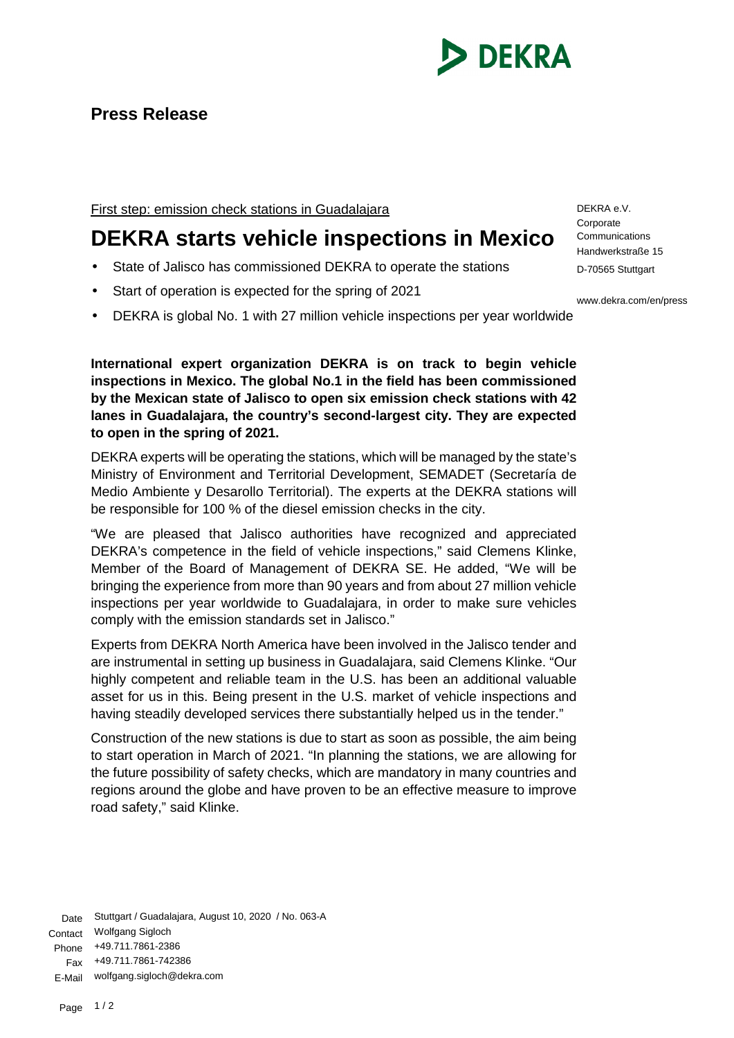# Press Release

First step: emission check stations in Guadalajara

## DEKRA starts vehicle inspections in Mexico

- State of Jalisco has commissioned DEKRA to operate the stations
- Start of operation is expected for the spring of 2021
- DEKRA is global No. 1 with 27 million vehicle inspections per year worldwide

DEKRA e.V.
Corporate
Communications
Handwerkstraße 15
D-70565 Stuttgart

www.dekra.com/en/press

**International expert organization DEKRA is on track to begin vehicle inspections in Mexico. The global No.1 in the field has been commissioned by the Mexican state of Jalisco to open six emission check stations with 42 lanes in Guadalajara, the country's second-largest city. They are expected to open in the spring of 2021.**

DEKRA experts will be operating the stations, which will be managed by the state's Ministry of Environment and Territorial Development, SEMADET (Secretaría de Medio Ambiente y Desarollo Territorial). The experts at the DEKRA stations will be responsible for 100 % of the diesel emission checks in the city.

"We are pleased that Jalisco authorities have recognized and appreciated DEKRA's competence in the field of vehicle inspections," said Clemens Klinke, Member of the Board of Management of DEKRA SE. He added, "We will be bringing the experience from more than 90 years and from about 27 million vehicle inspections per year worldwide to Guadalajara, in order to make sure vehicles comply with the emission standards set in Jalisco."

Experts from DEKRA North America have been involved in the Jalisco tender and are instrumental in setting up business in Guadalajara, said Clemens Klinke. "Our highly competent and reliable team in the U.S. has been an additional valuable asset for us in this. Being present in the U.S. market of vehicle inspections and having steadily developed services there substantially helped us in the tender."

Construction of the new stations is due to start as soon as possible, the aim being to start operation in March of 2021. "In planning the stations, we are allowing for the future possibility of safety checks, which are mandatory in many countries and regions around the globe and have proven to be an effective measure to improve road safety," said Klinke.

Date: Stuttgart / Guadalajara, August 10, 2020 / No. 063-A
Contact: Wolfgang Sigloch
Phone: +49.711.7861-2386
Fax: +49.711.7861-742386
E-Mail: wolfgang.sigloch@dekra.com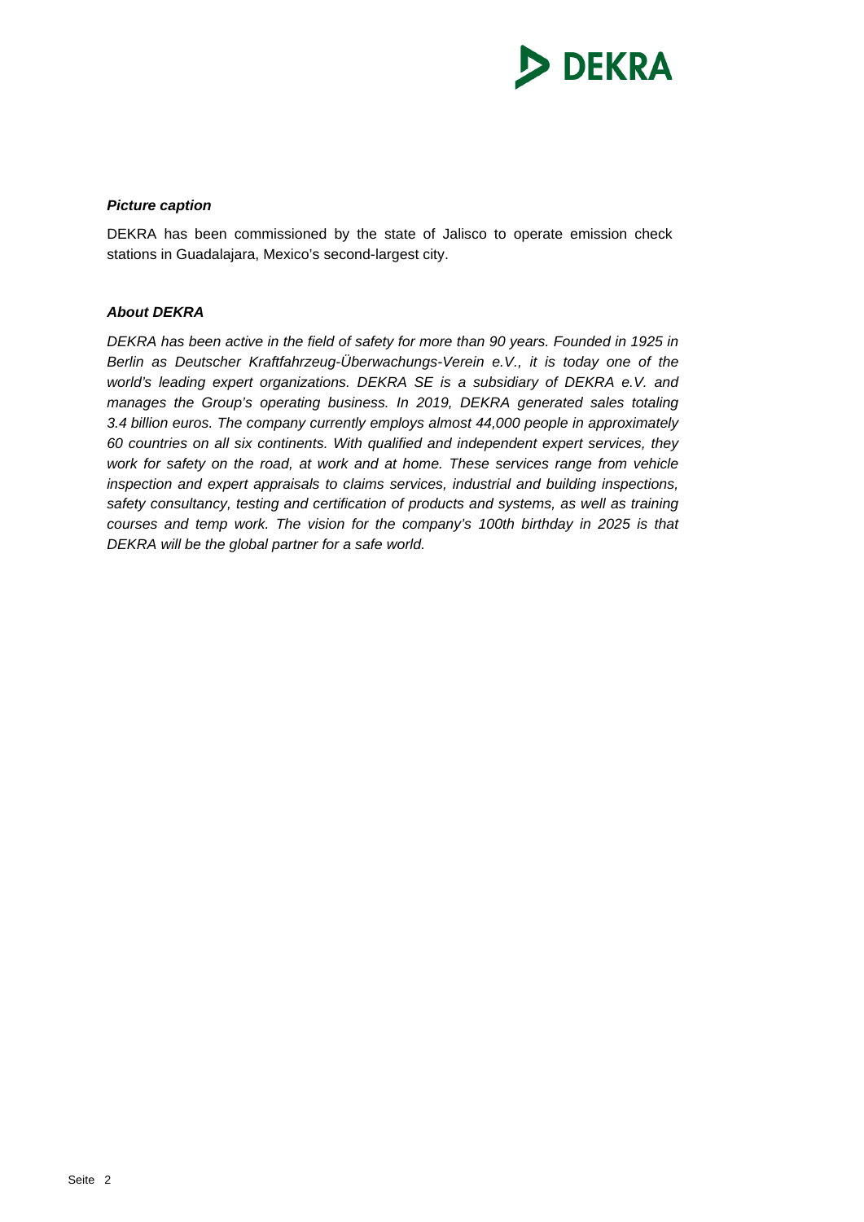***Picture caption***

DEKRA has been commissioned by the state of Jalisco to operate emission check stations in Guadalajara, Mexico's second-largest city.

***About DEKRA***

*DEKRA has been active in the field of safety for more than 90 years. Founded in 1925 in Berlin as Deutscher Kraftfahrzeug-Überwachungs-Verein e.V., it is today one of the world's leading expert organizations. DEKRA SE is a subsidiary of DEKRA e.V. and manages the Group's operating business. In 2019, DEKRA generated sales totaling 3.4 billion euros. The company currently employs almost 44,000 people in approximately 60 countries on all six continents. With qualified and independent expert services, they work for safety on the road, at work and at home. These services range from vehicle inspection and expert appraisals to claims services, industrial and building inspections, safety consultancy, testing and certification of products and systems, as well as training courses and temp work. The vision for the company's 100th birthday in 2025 is that DEKRA will be the global partner for a safe world.*